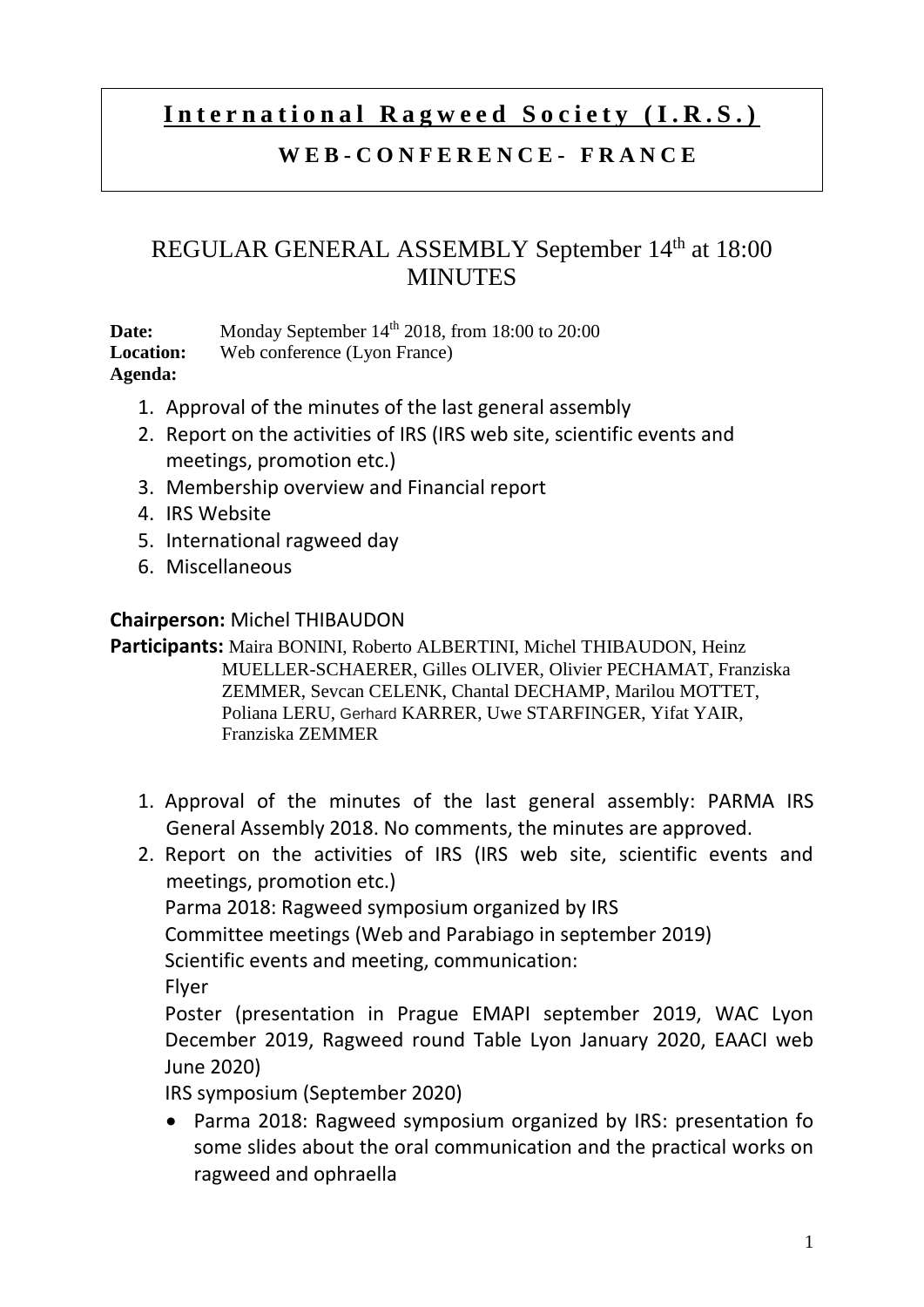# International Ragweed Society (I.R.S.)

## WEB-CONFERENCE- FRANCE

## REGULAR GENERAL ASSEMBLY September 14th at 18:00 MINUTES

**Date:** Monday September 14th 2018, from 18:00 to 20:00
**Location:** Web conference (Lyon France)
**Agenda:**

1. Approval of the minutes of the last general assembly
2. Report on the activities of IRS (IRS web site, scientific events and meetings, promotion etc.)
3. Membership overview and Financial report
4. IRS Website
5. International ragweed day
6. Miscellaneous

**Chairperson:** Michel THIBAUDON
**Participants:** Maira BONINI, Roberto ALBERTINI, Michel THIBAUDON, Heinz MUELLER-SCHAERER, Gilles OLIVER, Olivier PECHAMAT, Franziska ZEMMER, Sevcan CELENK, Chantal DECHAMP, Marilou MOTTET, Poliana LERU, Gerhard KARRER, Uwe STARFINGER, Yifat YAIR, Franziska ZEMMER

1. Approval of the minutes of the last general assembly: PARMA IRS General Assembly 2018. No comments, the minutes are approved.
2. Report on the activities of IRS (IRS web site, scientific events and meetings, promotion etc.)
   Parma 2018: Ragweed symposium organized by IRS
   Committee meetings (Web and Parabiago in september 2019)
   Scientific events and meeting, communication:
   Flyer
   Poster (presentation in Prague EMAPI september 2019, WAC Lyon December 2019, Ragweed round Table Lyon January 2020, EAACI web June 2020)
   IRS symposium (September 2020)
   - Parma 2018: Ragweed symposium organized by IRS: presentation fo some slides about the oral communication and the practical works on ragweed and ophraella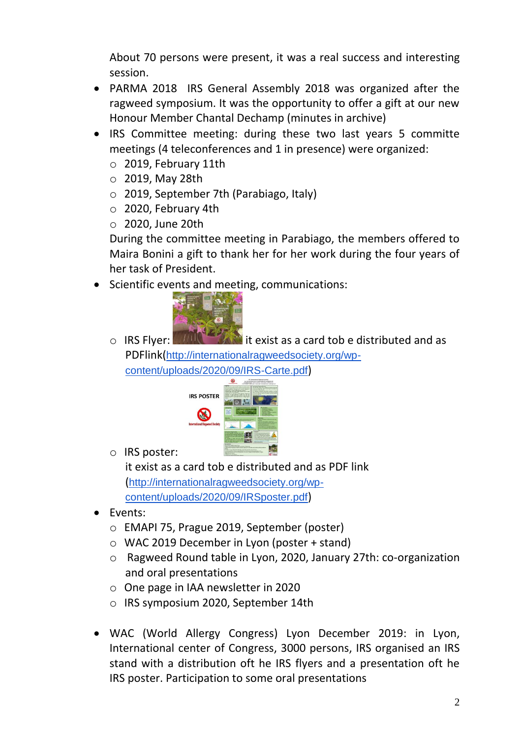About 70 persons were present, it was a real success and interesting session.

- PARMA 2018 IRS General Assembly 2018 was organized after the ragweed symposium. It was the opportunity to offer a gift at our new Honour Member Chantal Dechamp (minutes in archive)
- IRS Committee meeting: during these two last years 5 committe meetings (4 teleconferences and 1 in presence) were organized:
  - 2019, February 11th
  - 2019, May 28th
  - 2019, September 7th (Parabiago, Italy)
  - 2020, February 4th
  - 2020, June 20th

  During the committee meeting in Parabiago, the members offered to Maira Bonini a gift to thank her for her work during the four years of her task of President.
- Scientific events and meeting, communications:
  - IRS Flyer: it exist as a card tob e distributed and as PDFlink(http://internationalragweedsociety.org/wp-content/uploads/2020/09/IRS-Carte.pdf)
  - IRS poster:
    it exist as a card tob e distributed and as PDF link (http://internationalragweedsociety.org/wp-content/uploads/2020/09/IRSposter.pdf)
- Events:
  - EMAPI 75, Prague 2019, September (poster)
  - WAC 2019 December in Lyon (poster + stand)
  - Ragweed Round table in Lyon, 2020, January 27th: co-organization and oral presentations
  - One page in IAA newsletter in 2020
  - IRS symposium 2020, September 14th

- WAC (World Allergy Congress) Lyon December 2019: in Lyon, International center of Congress, 3000 persons, IRS organised an IRS stand with a distribution oft he IRS flyers and a presentation oft he IRS poster. Participation to some oral presentations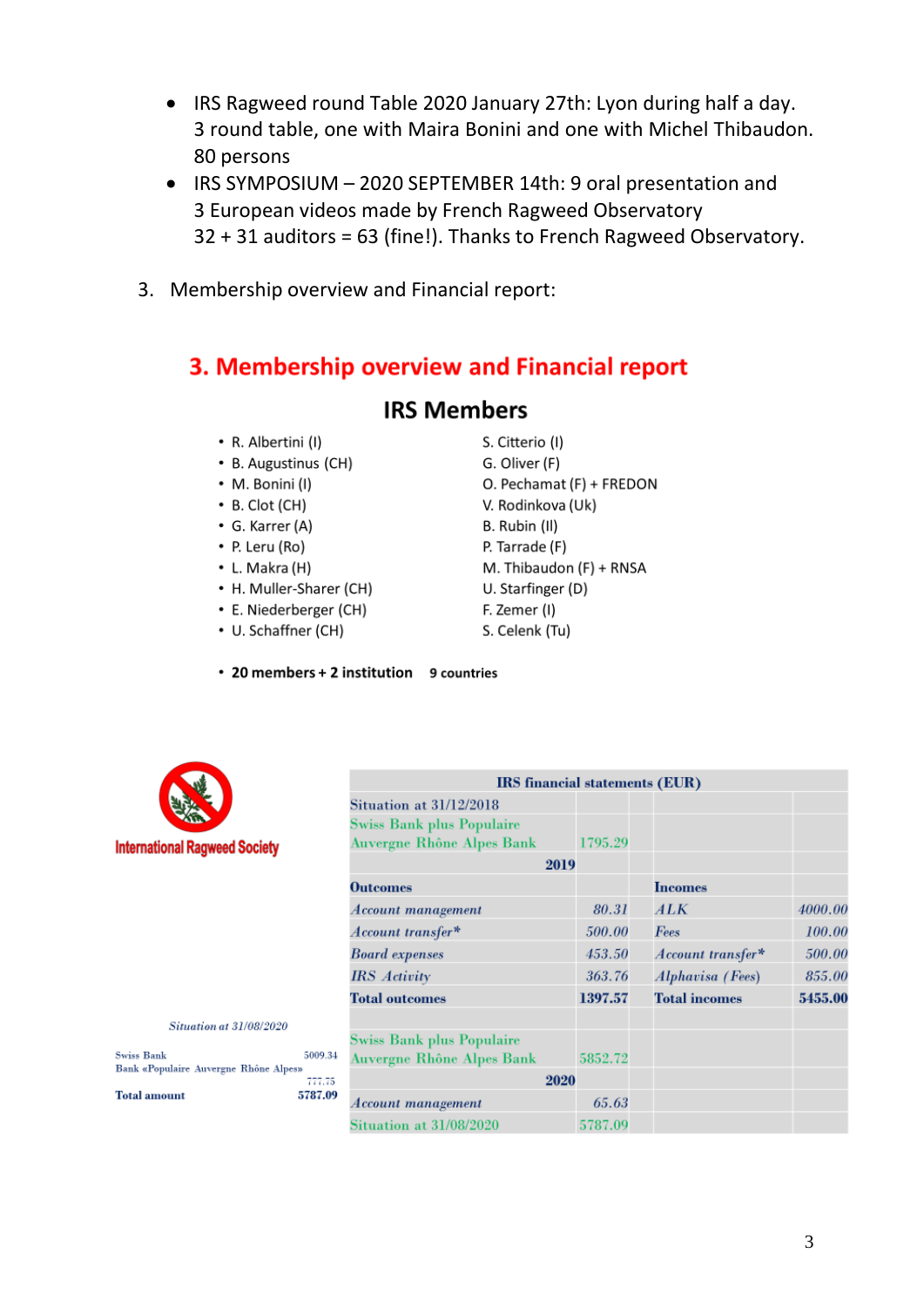- IRS Ragweed round Table 2020 January 27th: Lyon during half a day.
  3 round table, one with Maira Bonini and one with Michel Thibaudon.
  80 persons
- IRS SYMPOSIUM – 2020 SEPTEMBER 14th: 9 oral presentation and
  3 European videos made by French Ragweed Observatory
  32 + 31 auditors = 63 (fine!). Thanks to French Ragweed Observatory.

3. Membership overview and Financial report:

## 3. Membership overview and Financial report

### IRS Members

- R. Albertini (I)
- B. Augustinus (CH)
- M. Bonini (I)
- B. Clot (CH)
- G. Karrer (A)
- P. Leru (Ro)
- L. Makra (H)
- H. Muller-Sharer (CH)
- E. Niederberger (CH)
- U. Schaffner (CH)
- S. Citterio (I)
- G. Oliver (F)
- O. Pechamat (F) + FREDON
- V. Rodinkova (Uk)
- B. Rubin (Il)
- P. Tarrade (F)
- M. Thibaudon (F) + RNSA
- U. Starfinger (D)
- F. Zemer (I)
- S. Celenk (Tu)

- **20 members + 2 institution** **9 countries**

International Ragweed Society

| IRS financial statements (EUR) | | | |
|---|---|---|---|
| Situation at 31/12/2018 | | | |
| Swiss Bank plus Populaire Auvergne Rhône Alpes Bank | 1795.29 | | |
| 2019 | | | |
| **Outcomes** | | **Incomes** | |
| *Account management* | *80.31* | *ALK* | *4000.00* |
| *Account transfer** | *500.00* | *Fees* | *100.00* |
| *Board expenses* | *453.50* | *Account transfer** | *500.00* |
| *IRS Activity* | *363.76* | *Alphavisa (Fees)* | *855.00* |
| **Total outcomes** | **1397.57** | **Total incomes** | **5455.00** |
| Swiss Bank plus Populaire Auvergne Rhône Alpes Bank | 5852.72 | | |
| 2020 | | | |
| *Account management* | *65.63* | | |
| Situation at 31/08/2020 | 5787.09 | | |

*Situation at 31/08/2020*

| | |
|---|---|
| Swiss Bank | 5009.34 |
| Bank «Populaire Auvergne Rhône Alpes» | 777.75 |
| **Total amount** | **5787.09** |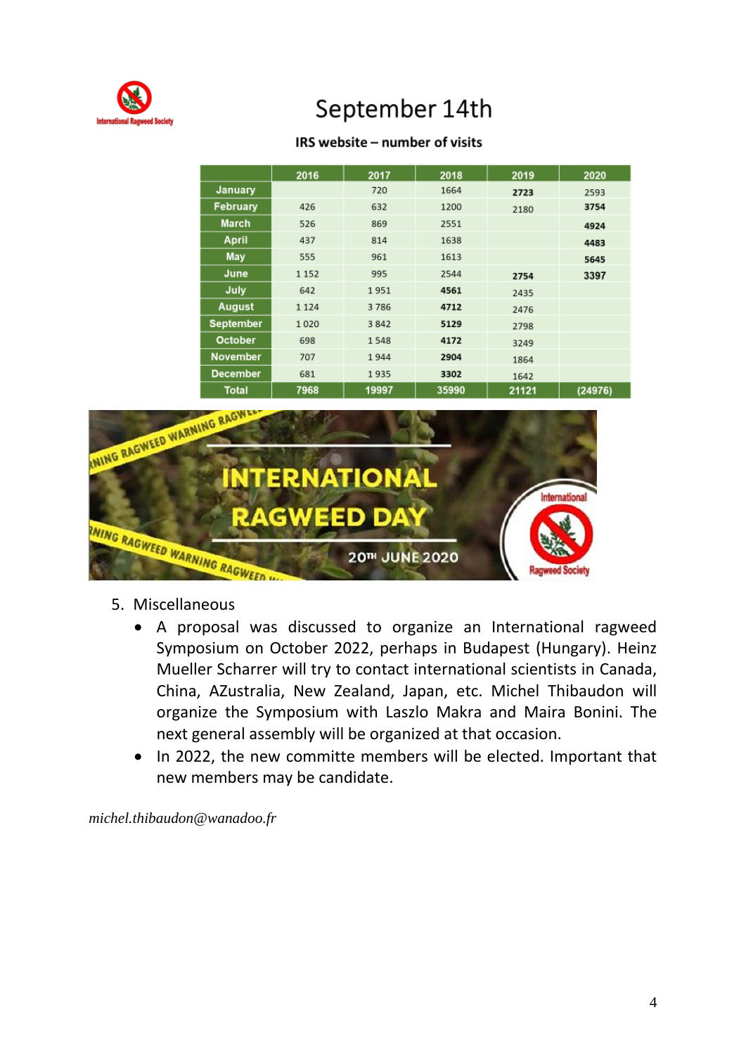# September 14th

**IRS website – number of visits**

| | 2016 | 2017 | 2018 | 2019 | 2020 |
|---|---|---|---|---|---|
| January | | 720 | 1664 | **2723** | 2593 |
| February | 426 | 632 | 1200 | 2180 | **3754** |
| March | 526 | 869 | 2551 | | **4924** |
| April | 437 | 814 | 1638 | | **4483** |
| May | 555 | 961 | 1613 | | **5645** |
| June | 1 152 | 995 | 2544 | **2754** | **3397** |
| July | 642 | 1 951 | **4561** | 2435 | |
| August | 1 124 | 3 786 | **4712** | 2476 | |
| September | 1 020 | 3 842 | **5129** | 2798 | |
| October | 698 | 1 548 | **4172** | 3249 | |
| November | 707 | 1 944 | **2904** | 1864 | |
| December | 681 | 1 935 | **3302** | 1642 | |
| **Total** | **7968** | **19997** | **35990** | **21121** | **(24976)** |

5. Miscellaneous

- A proposal was discussed to organize an International ragweed Symposium on October 2022, perhaps in Budapest (Hungary). Heinz Mueller Scharrer will try to contact international scientists in Canada, China, AZustralia, New Zealand, Japan, etc. Michel Thibaudon will organize the Symposium with Laszlo Makra and Maira Bonini. The next general assembly will be organized at that occasion.
- In 2022, the new committe members will be elected. Important that new members may be candidate.

*michel.thibaudon@wanadoo.fr*